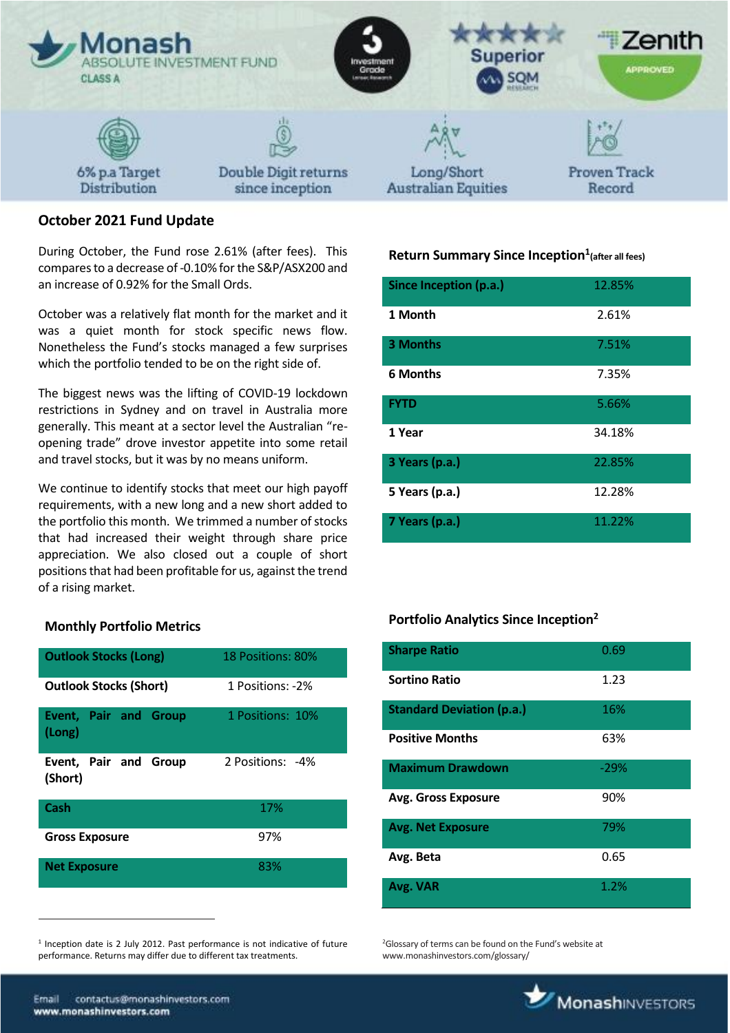# Monash ABSOLUTE INVESTMENT FUND CLASS A

6% p.a Target Distribution | Double Digit returns since inception | Long/Short Australian Equities | Proven Track Record

## October 2021 Fund Update

During October, the Fund rose 2.61% (after fees). This compares to a decrease of -0.10% for the S&P/ASX200 and an increase of 0.92% for the Small Ords.

October was a relatively flat month for the market and it was a quiet month for stock specific news flow. Nonetheless the Fund's stocks managed a few surprises which the portfolio tended to be on the right side of.

The biggest news was the lifting of COVID-19 lockdown restrictions in Sydney and on travel in Australia more generally. This meant at a sector level the Australian "re-opening trade" drove investor appetite into some retail and travel stocks, but it was by no means uniform.

We continue to identify stocks that meet our high payoff requirements, with a new long and a new short added to the portfolio this month. We trimmed a number of stocks that had increased their weight through share price appreciation. We also closed out a couple of short positions that had been profitable for us, against the trend of a rising market.

### Return Summary Since Inception[1] (after all fees)

| | |
|---|---|
| Since Inception (p.a.) | 12.85% |
| 1 Month | 2.61% |
| 3 Months | 7.51% |
| 6 Months | 7.35% |
| FYTD | 5.66% |
| 1 Year | 34.18% |
| 3 Years (p.a.) | 22.85% |
| 5 Years (p.a.) | 12.28% |
| 7 Years (p.a.) | 11.22% |

### Monthly Portfolio Metrics

| | |
|---|---|
| Outlook Stocks (Long) | 18 Positions: 80% |
| Outlook Stocks (Short) | 1 Positions: -2% |
| Event, Pair and Group (Long) | 1 Positions: 10% |
| Event, Pair and Group (Short) | 2 Positions: -4% |
| Cash | 17% |
| Gross Exposure | 97% |
| Net Exposure | 83% |

### Portfolio Analytics Since Inception[2]

| | |
|---|---|
| Sharpe Ratio | 0.69 |
| Sortino Ratio | 1.23 |
| Standard Deviation (p.a.) | 16% |
| Positive Months | 63% |
| Maximum Drawdown | -29% |
| Avg. Gross Exposure | 90% |
| Avg. Net Exposure | 79% |
| Avg. Beta | 0.65 |
| Avg. VAR | 1.2% |

[1] Inception date is 2 July 2012. Past performance is not indicative of future performance. Returns may differ due to different tax treatments.

[2] Glossary of terms can be found on the Fund's website at www.monashinvestors.com/glossary/

Email contactus@monashinvestors.com
www.monashinvestors.com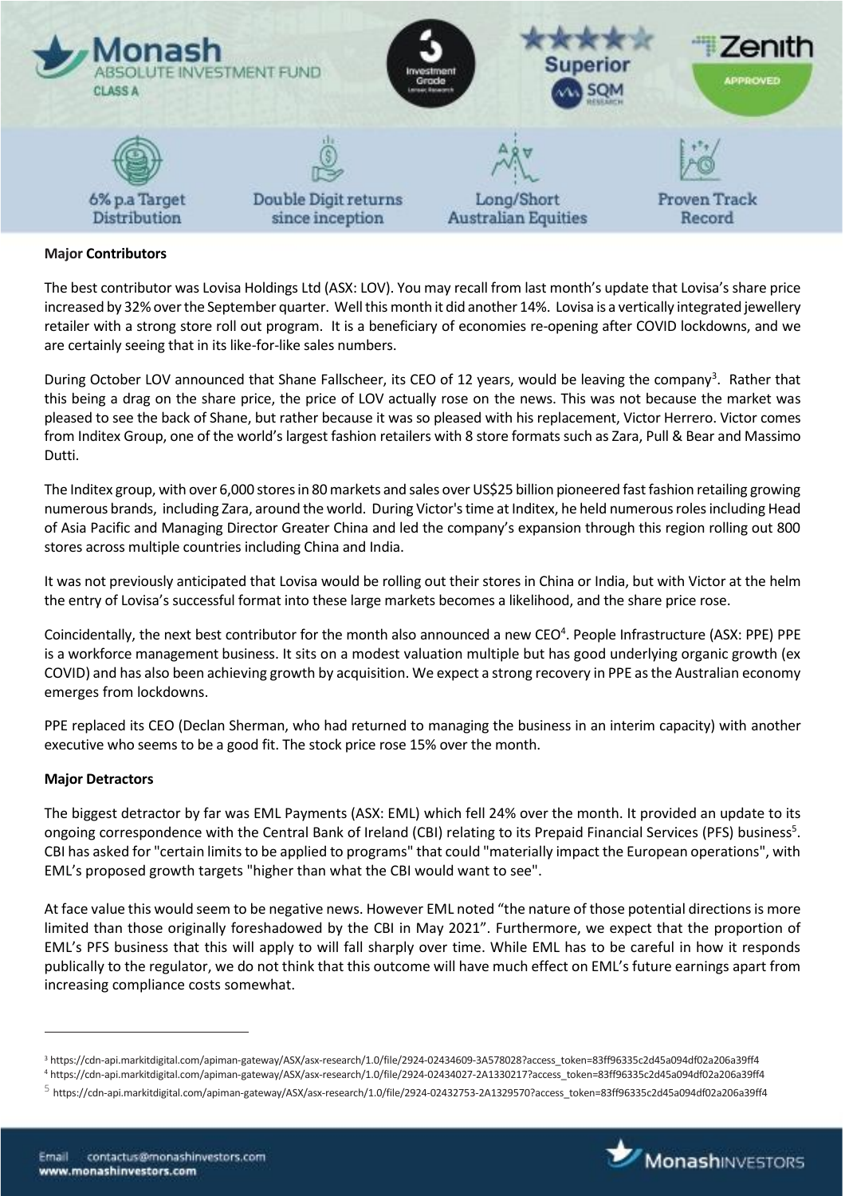**Major Contributors**

The best contributor was Lovisa Holdings Ltd (ASX: LOV). You may recall from last month's update that Lovisa's share price increased by 32% over the September quarter. Well this month it did another 14%. Lovisa is a vertically integrated jewellery retailer with a strong store roll out program. It is a beneficiary of economies re-opening after COVID lockdowns, and we are certainly seeing that in its like-for-like sales numbers.

During October LOV announced that Shane Fallscheer, its CEO of 12 years, would be leaving the company[3]. Rather that this being a drag on the share price, the price of LOV actually rose on the news. This was not because the market was pleased to see the back of Shane, but rather because it was so pleased with his replacement, Victor Herrero. Victor comes from Inditex Group, one of the world's largest fashion retailers with 8 store formats such as Zara, Pull & Bear and Massimo Dutti.

The Inditex group, with over 6,000 stores in 80 markets and sales over US$25 billion pioneered fast fashion retailing growing numerous brands, including Zara, around the world. During Victor's time at Inditex, he held numerous roles including Head of Asia Pacific and Managing Director Greater China and led the company's expansion through this region rolling out 800 stores across multiple countries including China and India.

It was not previously anticipated that Lovisa would be rolling out their stores in China or India, but with Victor at the helm the entry of Lovisa's successful format into these large markets becomes a likelihood, and the share price rose.

Coincidentally, the next best contributor for the month also announced a new CEO[4]. People Infrastructure (ASX: PPE) PPE is a workforce management business. It sits on a modest valuation multiple but has good underlying organic growth (ex COVID) and has also been achieving growth by acquisition. We expect a strong recovery in PPE as the Australian economy emerges from lockdowns.

PPE replaced its CEO (Declan Sherman, who had returned to managing the business in an interim capacity) with another executive who seems to be a good fit. The stock price rose 15% over the month.

**Major Detractors**

The biggest detractor by far was EML Payments (ASX: EML) which fell 24% over the month. It provided an update to its ongoing correspondence with the Central Bank of Ireland (CBI) relating to its Prepaid Financial Services (PFS) business[5]. CBI has asked for "certain limits to be applied to programs" that could "materially impact the European operations", with EML's proposed growth targets "higher than what the CBI would want to see".

At face value this would seem to be negative news. However EML noted "the nature of those potential directions is more limited than those originally foreshadowed by the CBI in May 2021". Furthermore, we expect that the proportion of EML's PFS business that this will apply to will fall sharply over time. While EML has to be careful in how it responds publically to the regulator, we do not think that this outcome will have much effect on EML's future earnings apart from increasing compliance costs somewhat.

---

[3] https://cdn-api.markitdigital.com/apiman-gateway/ASX/asx-research/1.0/file/2924-02434609-3A578028?access_token=83ff96335c2d45a094df02a206a39ff4

[4] https://cdn-api.markitdigital.com/apiman-gateway/ASX/asx-research/1.0/file/2924-02434027-2A1330217?access_token=83ff96335c2d45a094df02a206a39ff4

[5] https://cdn-api.markitdigital.com/apiman-gateway/ASX/asx-research/1.0/file/2924-02432753-2A1329570?access_token=83ff96335c2d45a094df02a206a39ff4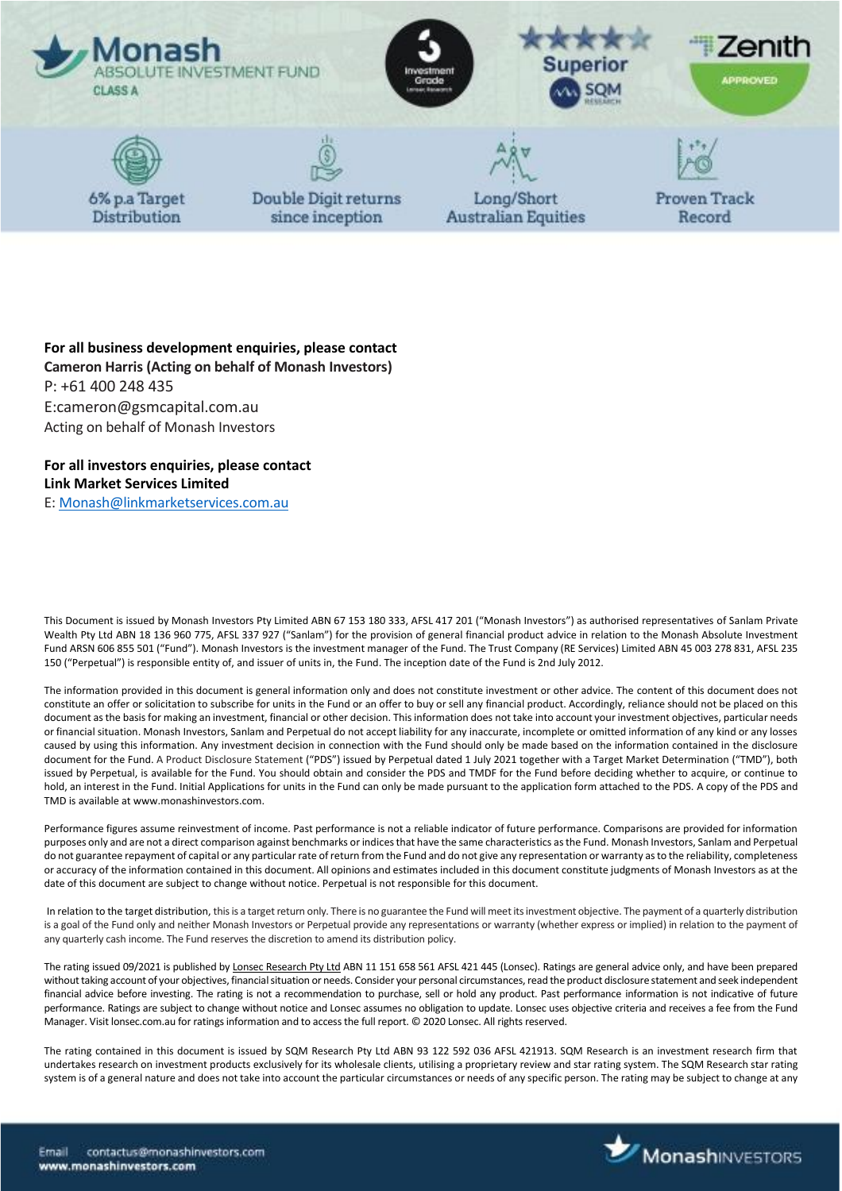**Monash** ABSOLUTE INVESTMENT FUND CLASS A

6% p.a Target Distribution

Double Digit returns since inception

Long/Short Australian Equities

Proven Track Record

**For all business development enquiries, please contact**
**Cameron Harris (Acting on behalf of Monash Investors)**
P: +61 400 248 435
E:cameron@gsmcapital.com.au
Acting on behalf of Monash Investors

**For all investors enquiries, please contact**
**Link Market Services Limited**
E: Monash@linkmarketservices.com.au

This Document is issued by Monash Investors Pty Limited ABN 67 153 180 333, AFSL 417 201 ("Monash Investors") as authorised representatives of Sanlam Private Wealth Pty Ltd ABN 18 136 960 775, AFSL 337 927 ("Sanlam") for the provision of general financial product advice in relation to the Monash Absolute Investment Fund ARSN 606 855 501 ("Fund"). Monash Investors is the investment manager of the Fund. The Trust Company (RE Services) Limited ABN 45 003 278 831, AFSL 235 150 ("Perpetual") is responsible entity of, and issuer of units in, the Fund. The inception date of the Fund is 2nd July 2012.

The information provided in this document is general information only and does not constitute investment or other advice. The content of this document does not constitute an offer or solicitation to subscribe for units in the Fund or an offer to buy or sell any financial product. Accordingly, reliance should not be placed on this document as the basis for making an investment, financial or other decision. This information does not take into account your investment objectives, particular needs or financial situation. Monash Investors, Sanlam and Perpetual do not accept liability for any inaccurate, incomplete or omitted information of any kind or any losses caused by using this information. Any investment decision in connection with the Fund should only be made based on the information contained in the disclosure document for the Fund. A Product Disclosure Statement ("PDS") issued by Perpetual dated 1 July 2021 together with a Target Market Determination ("TMD"), both issued by Perpetual, is available for the Fund. You should obtain and consider the PDS and TMDF for the Fund before deciding whether to acquire, or continue to hold, an interest in the Fund. Initial Applications for units in the Fund can only be made pursuant to the application form attached to the PDS. A copy of the PDS and TMD is available at www.monashinvestors.com.

Performance figures assume reinvestment of income. Past performance is not a reliable indicator of future performance. Comparisons are provided for information purposes only and are not a direct comparison against benchmarks or indices that have the same characteristics as the Fund. Monash Investors, Sanlam and Perpetual do not guarantee repayment of capital or any particular rate of return from the Fund and do not give any representation or warranty as to the reliability, completeness or accuracy of the information contained in this document. All opinions and estimates included in this document constitute judgments of Monash Investors as at the date of this document are subject to change without notice. Perpetual is not responsible for this document.

In relation to the target distribution, this is a target return only. There is no guarantee the Fund will meet its investment objective. The payment of a quarterly distribution is a goal of the Fund only and neither Monash Investors or Perpetual provide any representations or warranty (whether express or implied) in relation to the payment of any quarterly cash income. The Fund reserves the discretion to amend its distribution policy.

The rating issued 09/2021 is published by Lonsec Research Pty Ltd ABN 11 151 658 561 AFSL 421 445 (Lonsec). Ratings are general advice only, and have been prepared without taking account of your objectives, financial situation or needs. Consider your personal circumstances, read the product disclosure statement and seek independent financial advice before investing. The rating is not a recommendation to purchase, sell or hold any product. Past performance information is not indicative of future performance. Ratings are subject to change without notice and Lonsec assumes no obligation to update. Lonsec uses objective criteria and receives a fee from the Fund Manager. Visit lonsec.com.au for ratings information and to access the full report. © 2020 Lonsec. All rights reserved.

The rating contained in this document is issued by SQM Research Pty Ltd ABN 93 122 592 036 AFSL 421913. SQM Research is an investment research firm that undertakes research on investment products exclusively for its wholesale clients, utilising a proprietary review and star rating system. The SQM Research star rating system is of a general nature and does not take into account the particular circumstances or needs of any specific person. The rating may be subject to change at any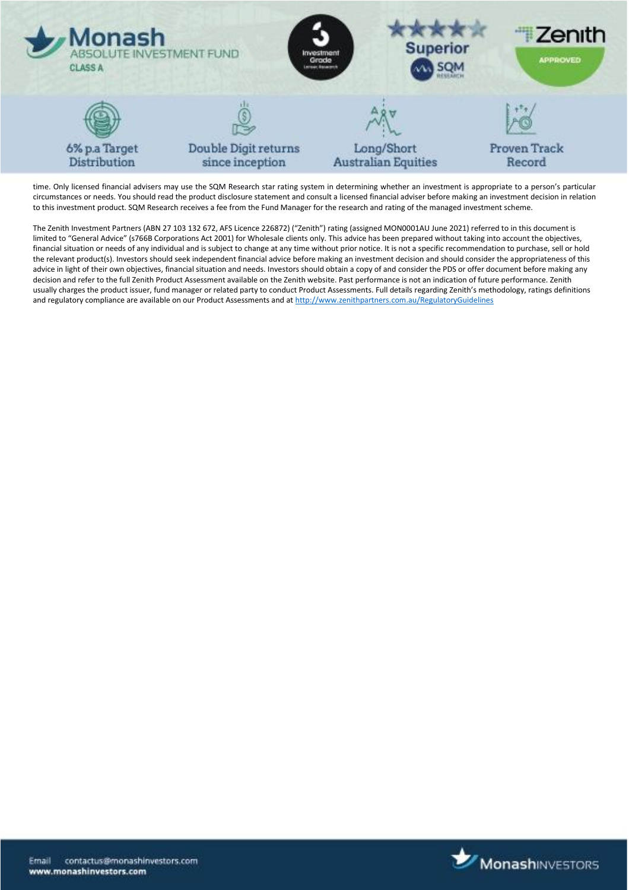time. Only licensed financial advisers may use the SQM Research star rating system in determining whether an investment is appropriate to a person's particular circumstances or needs. You should read the product disclosure statement and consult a licensed financial adviser before making an investment decision in relation to this investment product. SQM Research receives a fee from the Fund Manager for the research and rating of the managed investment scheme.

The Zenith Investment Partners (ABN 27 103 132 672, AFS Licence 226872) ("Zenith") rating (assigned MON0001AU June 2021) referred to in this document is limited to "General Advice" (s766B Corporations Act 2001) for Wholesale clients only. This advice has been prepared without taking into account the objectives, financial situation or needs of any individual and is subject to change at any time without prior notice. It is not a specific recommendation to purchase, sell or hold the relevant product(s). Investors should seek independent financial advice before making an investment decision and should consider the appropriateness of this advice in light of their own objectives, financial situation and needs. Investors should obtain a copy of and consider the PDS or offer document before making any decision and refer to the full Zenith Product Assessment available on the Zenith website. Past performance is not an indication of future performance. Zenith usually charges the product issuer, fund manager or related party to conduct Product Assessments. Full details regarding Zenith's methodology, ratings definitions and regulatory compliance are available on our Product Assessments and at http://www.zenithpartners.com.au/RegulatoryGuidelines